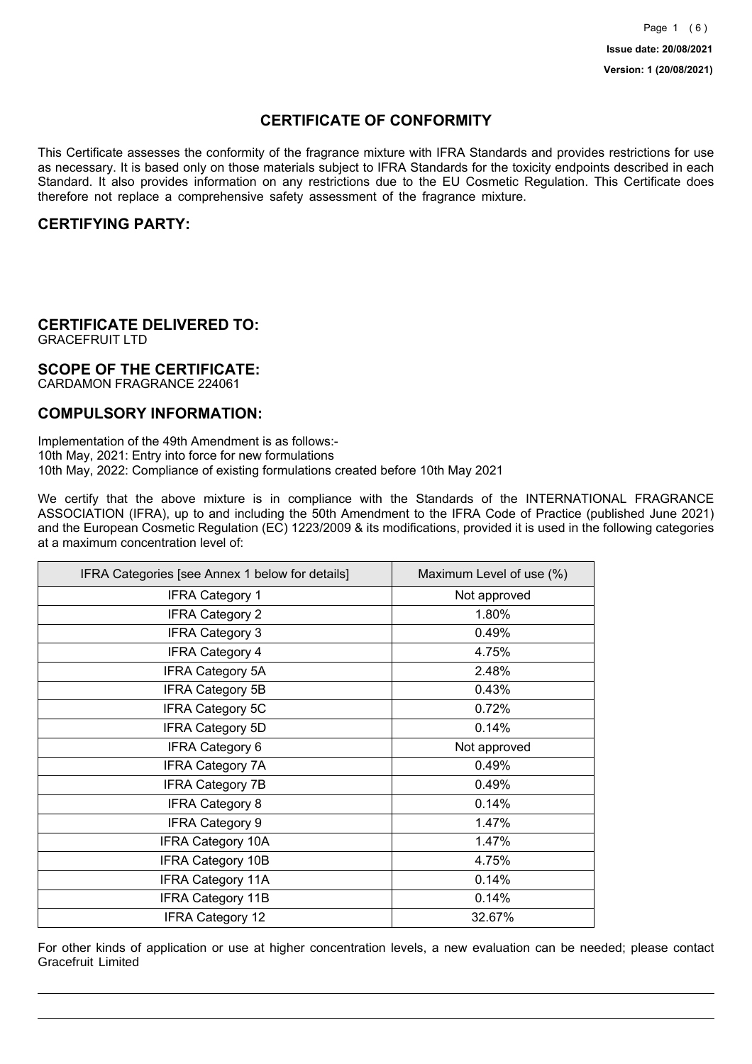Issue date: 20/08/2021

Version: 1 (20/08/2021)

# CERTIFICATE OF CONFORMITY

This Certificate assesses the conformity of the fragrance mixture with IFRA Standards and provides restrictions for use as necessary. It is based only on those materials subject to IFRA Standards for the toxicity endpoints described in each Standard. It also provides information on any restrictions due to the EU Cosmetic Regulation. This Certificate does therefore not replace a comprehensive safety assessment of the fragrance mixture.

## CERTIFYING PARTY:

## CERTIFICATE DELIVERED TO:

GRACEFRUIT LTD

## SCOPE OF THE CERTIFICATE:

CARDAMON FRAGRANCE 224061

## COMPULSORY INFORMATION:

Implementation of the 49th Amendment is as follows:-
10th May, 2021: Entry into force for new formulations
10th May, 2022: Compliance of existing formulations created before 10th May 2021

We certify that the above mixture is in compliance with the Standards of the INTERNATIONAL FRAGRANCE ASSOCIATION (IFRA), up to and including the 50th Amendment to the IFRA Code of Practice (published June 2021) and the European Cosmetic Regulation (EC) 1223/2009 & its modifications, provided it is used in the following categories at a maximum concentration level of:

| IFRA Categories [see Annex 1 below for details] | Maximum Level of use (%) |
| --- | --- |
| IFRA Category 1 | Not approved |
| IFRA Category 2 | 1.80% |
| IFRA Category 3 | 0.49% |
| IFRA Category 4 | 4.75% |
| IFRA Category 5A | 2.48% |
| IFRA Category 5B | 0.43% |
| IFRA Category 5C | 0.72% |
| IFRA Category 5D | 0.14% |
| IFRA Category 6 | Not approved |
| IFRA Category 7A | 0.49% |
| IFRA Category 7B | 0.49% |
| IFRA Category 8 | 0.14% |
| IFRA Category 9 | 1.47% |
| IFRA Category 10A | 1.47% |
| IFRA Category 10B | 4.75% |
| IFRA Category 11A | 0.14% |
| IFRA Category 11B | 0.14% |
| IFRA Category 12 | 32.67% |

For other kinds of application or use at higher concentration levels, a new evaluation can be needed; please contact Gracefruit Limited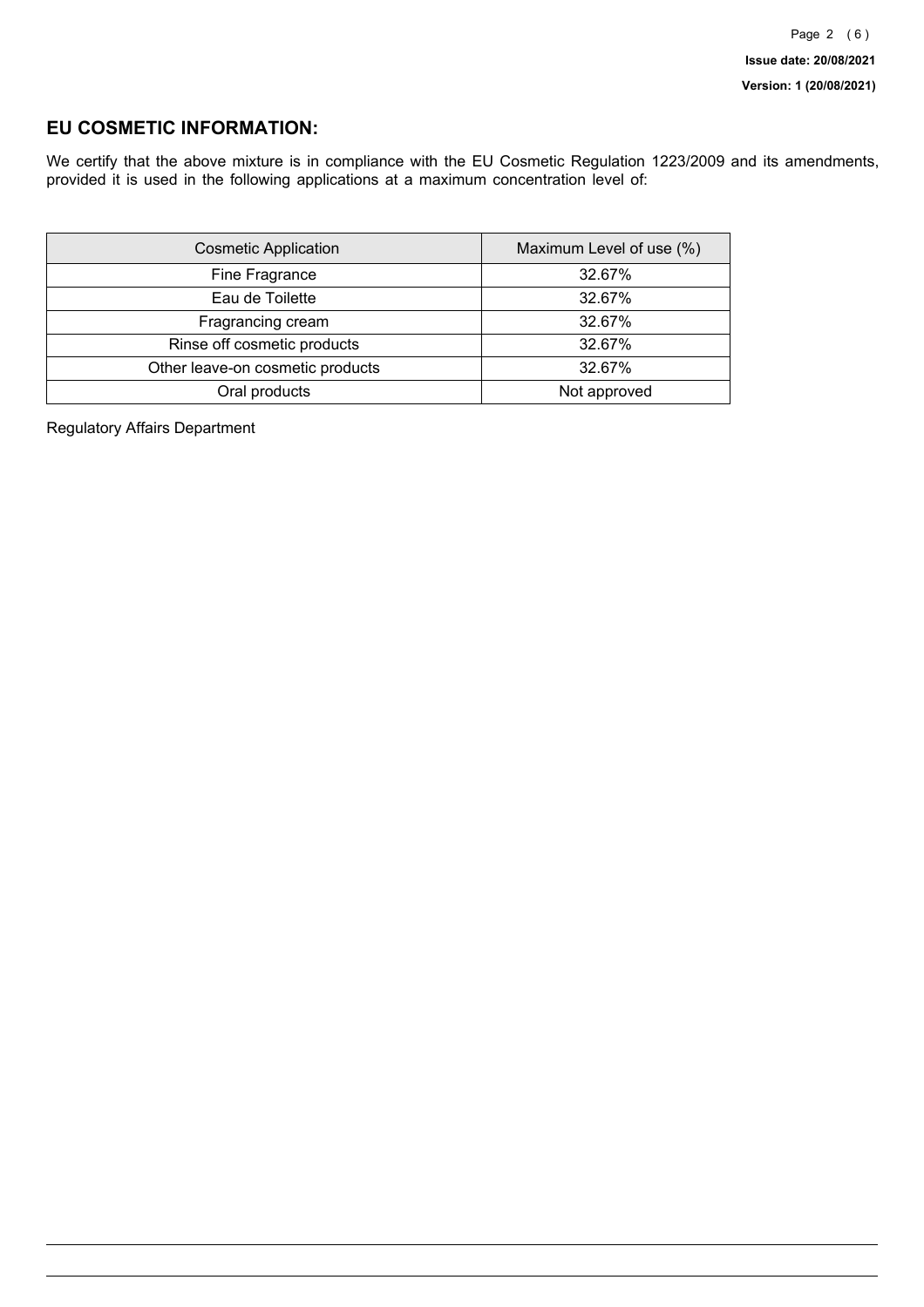## EU COSMETIC INFORMATION:

We certify that the above mixture is in compliance with the EU Cosmetic Regulation 1223/2009 and its amendments, provided it is used in the following applications at a maximum concentration level of:

| Cosmetic Application | Maximum Level of use (%) |
|---|---|
| Fine Fragrance | 32.67% |
| Eau de Toilette | 32.67% |
| Fragrancing cream | 32.67% |
| Rinse off cosmetic products | 32.67% |
| Other leave-on cosmetic products | 32.67% |
| Oral products | Not approved |

Regulatory Affairs Department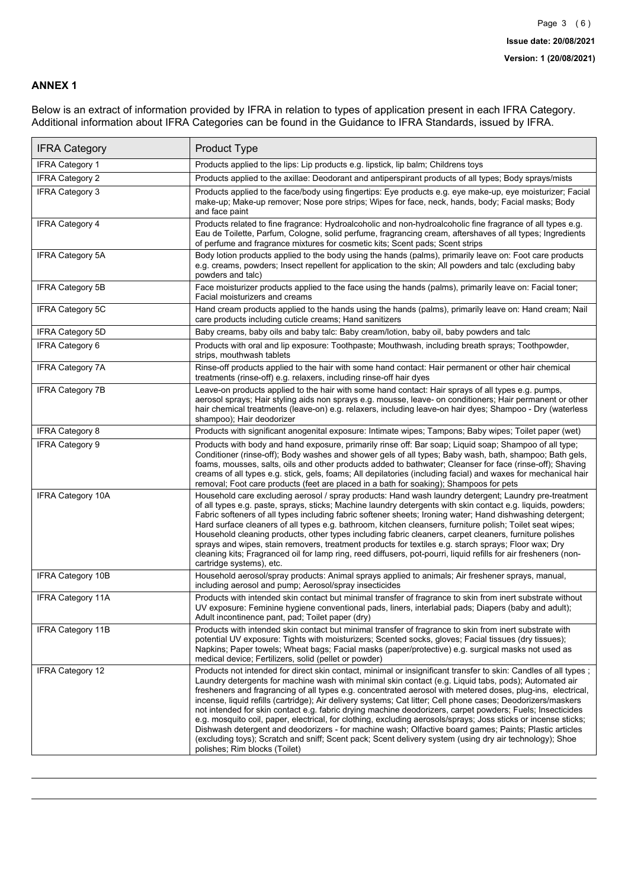## ANNEX 1

Below is an extract of information provided by IFRA in relation to types of application present in each IFRA Category. Additional information about IFRA Categories can be found in the Guidance to IFRA Standards, issued by IFRA.

| IFRA Category | Product Type |
|---|---|
| IFRA Category 1 | Products applied to the lips: Lip products e.g. lipstick, lip balm; Childrens toys |
| IFRA Category 2 | Products applied to the axillae: Deodorant and antiperspirant products of all types; Body sprays/mists |
| IFRA Category 3 | Products applied to the face/body using fingertips: Eye products e.g. eye make-up, eye moisturizer; Facial make-up; Make-up remover; Nose pore strips; Wipes for face, neck, hands, body; Facial masks; Body and face paint |
| IFRA Category 4 | Products related to fine fragrance: Hydroalcoholic and non-hydroalcoholic fine fragrance of all types e.g. Eau de Toilette, Parfum, Cologne, solid perfume, fragrancing cream, aftershaves of all types; Ingredients of perfume and fragrance mixtures for cosmetic kits; Scent pads; Scent strips |
| IFRA Category 5A | Body lotion products applied to the body using the hands (palms), primarily leave on: Foot care products e.g. creams, powders; Insect repellent for application to the skin; All powders and talc (excluding baby powders and talc) |
| IFRA Category 5B | Face moisturizer products applied to the face using the hands (palms), primarily leave on: Facial toner; Facial moisturizers and creams |
| IFRA Category 5C | Hand cream products applied to the hands using the hands (palms), primarily leave on: Hand cream; Nail care products including cuticle creams; Hand sanitizers |
| IFRA Category 5D | Baby creams, baby oils and baby talc: Baby cream/lotion, baby oil, baby powders and talc |
| IFRA Category 6 | Products with oral and lip exposure: Toothpaste; Mouthwash, including breath sprays; Toothpowder, strips, mouthwash tablets |
| IFRA Category 7A | Rinse-off products applied to the hair with some hand contact: Hair permanent or other hair chemical treatments (rinse-off) e.g. relaxers, including rinse-off hair dyes |
| IFRA Category 7B | Leave-on products applied to the hair with some hand contact: Hair sprays of all types e.g. pumps, aerosol sprays; Hair styling aids non sprays e.g. mousse, leave- on conditioners; Hair permanent or other hair chemical treatments (leave-on) e.g. relaxers, including leave-on hair dyes; Shampoo - Dry (waterless shampoo); Hair deodorizer |
| IFRA Category 8 | Products with significant anogenital exposure: Intimate wipes; Tampons; Baby wipes; Toilet paper (wet) |
| IFRA Category 9 | Products with body and hand exposure, primarily rinse off: Bar soap; Liquid soap; Shampoo of all type; Conditioner (rinse-off); Body washes and shower gels of all types; Baby wash, bath, shampoo; Bath gels, foams, mousses, salts, oils and other products added to bathwater; Cleanser for face (rinse-off); Shaving creams of all types e.g. stick, gels, foams; All depilatories (including facial) and waxes for mechanical hair removal; Foot care products (feet are placed in a bath for soaking); Shampoos for pets |
| IFRA Category 10A | Household care excluding aerosol / spray products: Hand wash laundry detergent; Laundry pre-treatment of all types e.g. paste, sprays, sticks; Machine laundry detergents with skin contact e.g. liquids, powders; Fabric softeners of all types including fabric softener sheets; Ironing water; Hand dishwashing detergent; Hard surface cleaners of all types e.g. bathroom, kitchen cleansers, furniture polish; Toilet seat wipes; Household cleaning products, other types including fabric cleaners, carpet cleaners, furniture polishes sprays and wipes, stain removers, treatment products for textiles e.g. starch sprays; Floor wax; Dry cleaning kits; Fragranced oil for lamp ring, reed diffusers, pot-pourri, liquid refills for air fresheners (non-cartridge systems), etc. |
| IFRA Category 10B | Household aerosol/spray products: Animal sprays applied to animals; Air freshener sprays, manual, including aerosol and pump; Aerosol/spray insecticides |
| IFRA Category 11A | Products with intended skin contact but minimal transfer of fragrance to skin from inert substrate without UV exposure: Feminine hygiene conventional pads, liners, interlabial pads; Diapers (baby and adult); Adult incontinence pant, pad; Toilet paper (dry) |
| IFRA Category 11B | Products with intended skin contact but minimal transfer of fragrance to skin from inert substrate with potential UV exposure: Tights with moisturizers; Scented socks, gloves; Facial tissues (dry tissues); Napkins; Paper towels; Wheat bags; Facial masks (paper/protective) e.g. surgical masks not used as medical device; Fertilizers, solid (pellet or powder) |
| IFRA Category 12 | Products not intended for direct skin contact, minimal or insignificant transfer to skin: Candles of all types ; Laundry detergents for machine wash with minimal skin contact (e.g. Liquid tabs, pods); Automated air fresheners and fragrancing of all types e.g. concentrated aerosol with metered doses, plug-ins, electrical, incense, liquid refills (cartridge); Air delivery systems; Cat litter; Cell phone cases; Deodorizers/maskers not intended for skin contact e.g. fabric drying machine deodorizers, carpet powders; Fuels; Insecticides e.g. mosquito coil, paper, electrical, for clothing, excluding aerosols/sprays; Joss sticks or incense sticks; Dishwash detergent and deodorizers - for machine wash; Olfactive board games; Paints; Plastic articles (excluding toys); Scratch and sniff; Scent pack; Scent delivery system (using dry air technology); Shoe polishes; Rim blocks (Toilet) |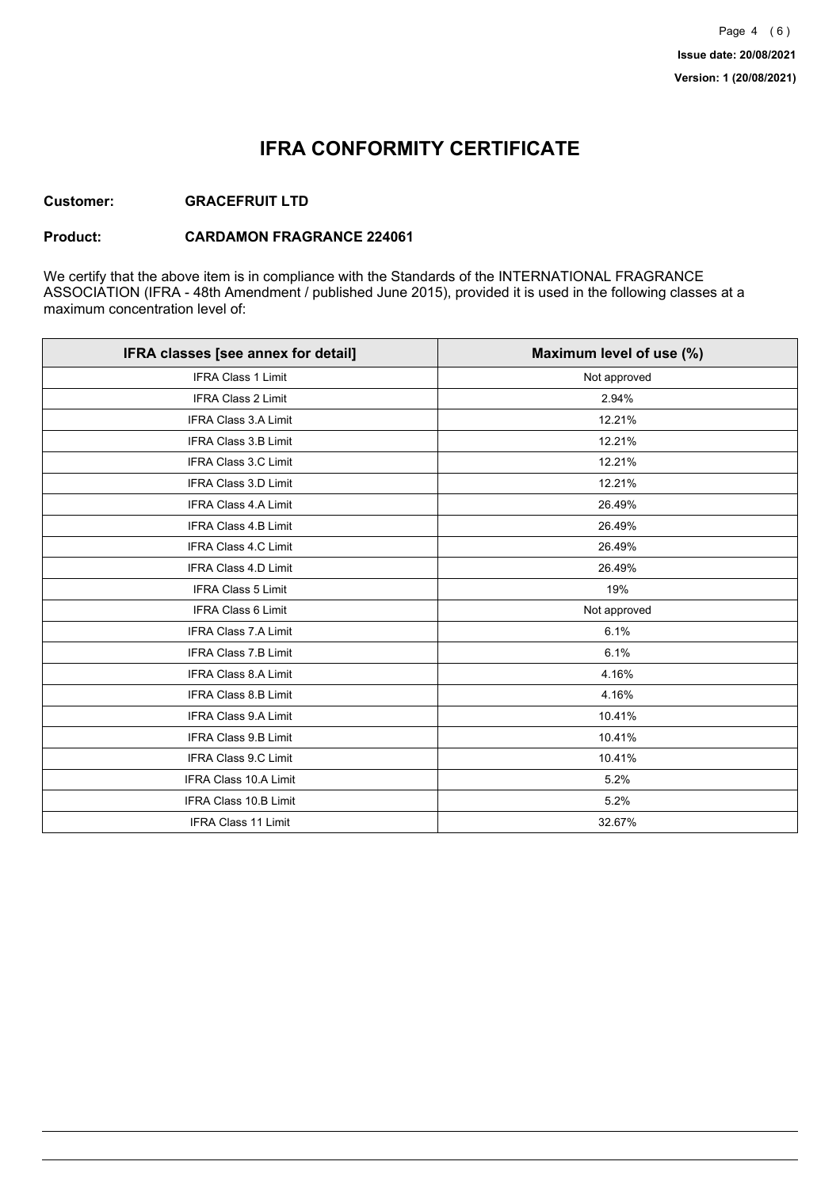# IFRA CONFORMITY CERTIFICATE

**Customer:** **GRACEFRUIT LTD**

**Product:** **CARDAMON FRAGRANCE 224061**

We certify that the above item is in compliance with the Standards of the INTERNATIONAL FRAGRANCE ASSOCIATION (IFRA - 48th Amendment / published June 2015), provided it is used in the following classes at a maximum concentration level of:

| IFRA classes [see annex for detail] | Maximum level of use (%) |
|---|---|
| IFRA Class 1 Limit | Not approved |
| IFRA Class 2 Limit | 2.94% |
| IFRA Class 3.A Limit | 12.21% |
| IFRA Class 3.B Limit | 12.21% |
| IFRA Class 3.C Limit | 12.21% |
| IFRA Class 3.D Limit | 12.21% |
| IFRA Class 4.A Limit | 26.49% |
| IFRA Class 4.B Limit | 26.49% |
| IFRA Class 4.C Limit | 26.49% |
| IFRA Class 4.D Limit | 26.49% |
| IFRA Class 5 Limit | 19% |
| IFRA Class 6 Limit | Not approved |
| IFRA Class 7.A Limit | 6.1% |
| IFRA Class 7.B Limit | 6.1% |
| IFRA Class 8.A Limit | 4.16% |
| IFRA Class 8.B Limit | 4.16% |
| IFRA Class 9.A Limit | 10.41% |
| IFRA Class 9.B Limit | 10.41% |
| IFRA Class 9.C Limit | 10.41% |
| IFRA Class 10.A Limit | 5.2% |
| IFRA Class 10.B Limit | 5.2% |
| IFRA Class 11 Limit | 32.67% |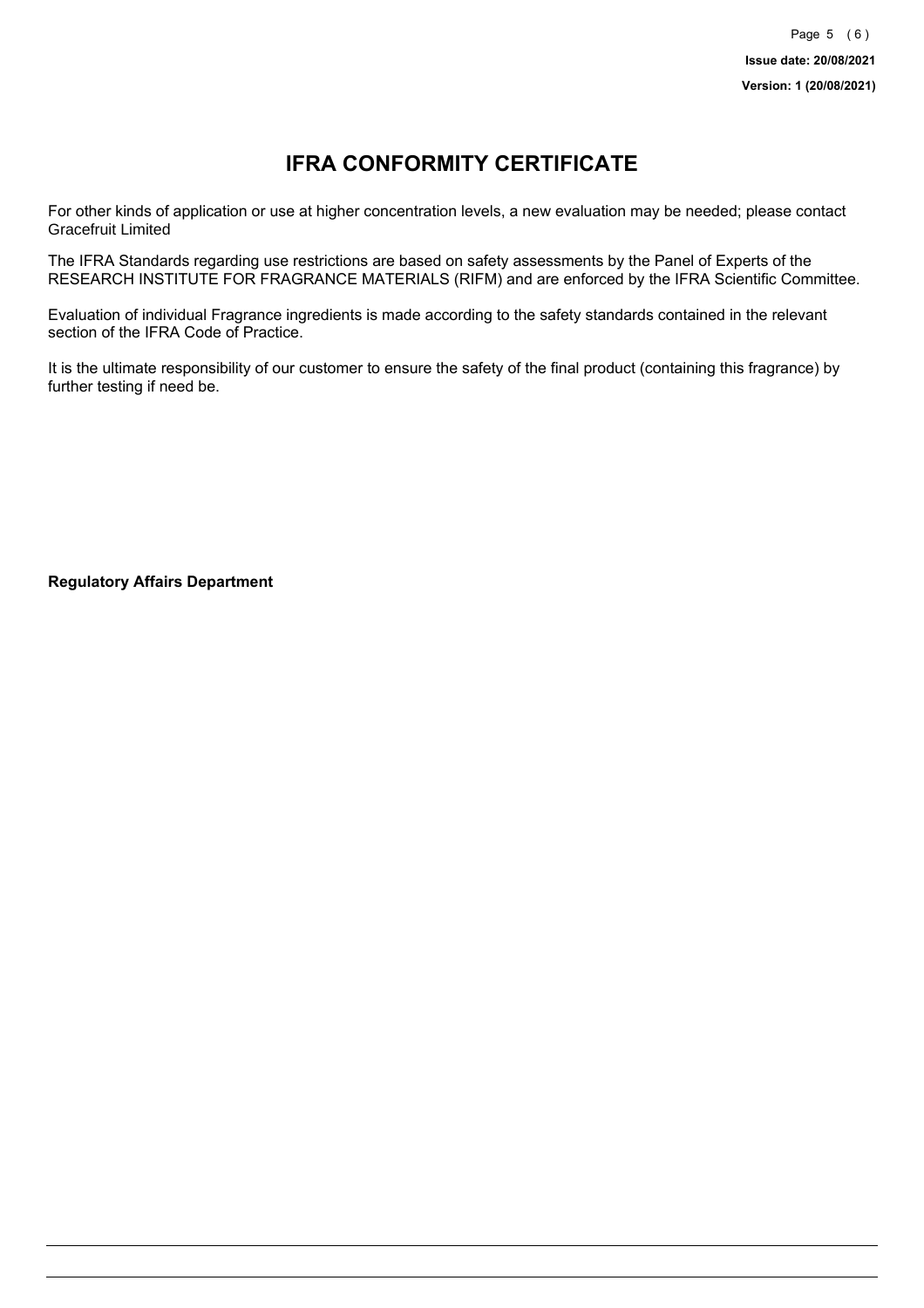# IFRA CONFORMITY CERTIFICATE

For other kinds of application or use at higher concentration levels, a new evaluation may be needed; please contact Gracefruit Limited

The IFRA Standards regarding use restrictions are based on safety assessments by the Panel of Experts of the RESEARCH INSTITUTE FOR FRAGRANCE MATERIALS (RIFM) and are enforced by the IFRA Scientific Committee.

Evaluation of individual Fragrance ingredients is made according to the safety standards contained in the relevant section of the IFRA Code of Practice.

It is the ultimate responsibility of our customer to ensure the safety of the final product (containing this fragrance) by further testing if need be.

**Regulatory Affairs Department**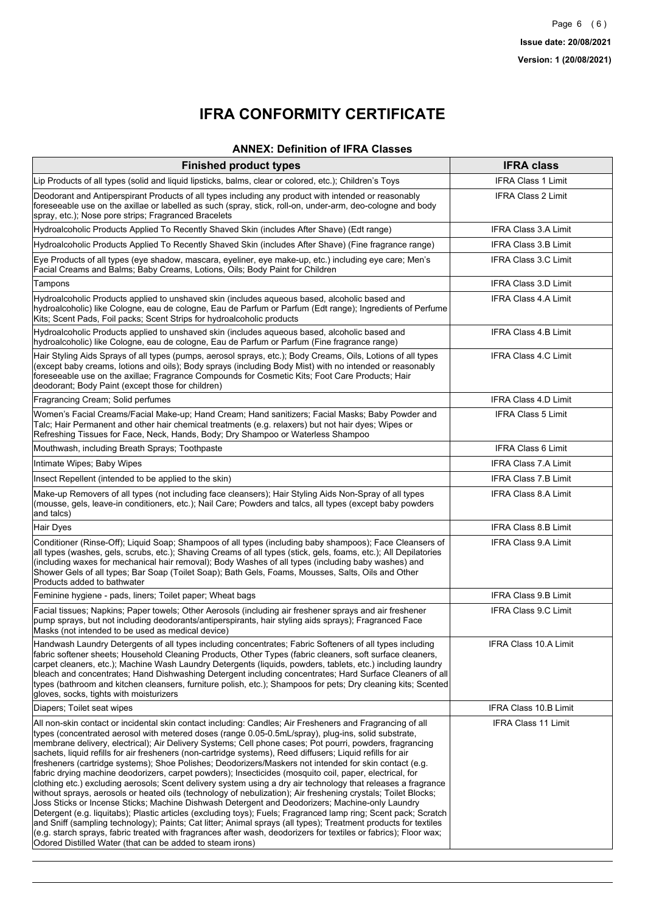# IFRA CONFORMITY CERTIFICATE

## ANNEX: Definition of IFRA Classes

| Finished product types | IFRA class |
|---|---|
| Lip Products of all types (solid and liquid lipsticks, balms, clear or colored, etc.); Children's Toys | IFRA Class 1 Limit |
| Deodorant and Antiperspirant Products of all types including any product with intended or reasonably foreseeable use on the axillae or labelled as such (spray, stick, roll-on, under-arm, deo-cologne and body spray, etc.); Nose pore strips; Fragranced Bracelets | IFRA Class 2 Limit |
| Hydroalcoholic Products Applied To Recently Shaved Skin (includes After Shave) (Edt range) | IFRA Class 3.A Limit |
| Hydroalcoholic Products Applied To Recently Shaved Skin (includes After Shave) (Fine fragrance range) | IFRA Class 3.B Limit |
| Eye Products of all types (eye shadow, mascara, eyeliner, eye make-up, etc.) including eye care; Men's Facial Creams and Balms; Baby Creams, Lotions, Oils; Body Paint for Children | IFRA Class 3.C Limit |
| Tampons | IFRA Class 3.D Limit |
| Hydroalcoholic Products applied to unshaved skin (includes aqueous based, alcoholic based and hydroalcoholic) like Cologne, eau de cologne, Eau de Parfum or Parfum (Edt range); Ingredients of Perfume Kits; Scent Pads, Foil packs; Scent Strips for hydroalcoholic products | IFRA Class 4.A Limit |
| Hydroalcoholic Products applied to unshaved skin (includes aqueous based, alcoholic based and hydroalcoholic) like Cologne, eau de cologne, Eau de Parfum or Parfum (Fine fragrance range) | IFRA Class 4.B Limit |
| Hair Styling Aids Sprays of all types (pumps, aerosol sprays, etc.); Body Creams, Oils, Lotions of all types (except baby creams, lotions and oils); Body sprays (including Body Mist) with no intended or reasonably foreseeable use on the axillae; Fragrance Compounds for Cosmetic Kits; Foot Care Products; Hair deodorant; Body Paint (except those for children) | IFRA Class 4.C Limit |
| Fragrancing Cream; Solid perfumes | IFRA Class 4.D Limit |
| Women's Facial Creams/Facial Make-up; Hand Cream; Hand sanitizers; Facial Masks; Baby Powder and Talc; Hair Permanent and other hair chemical treatments (e.g. relaxers) but not hair dyes; Wipes or Refreshing Tissues for Face, Neck, Hands, Body; Dry Shampoo or Waterless Shampoo | IFRA Class 5 Limit |
| Mouthwash, including Breath Sprays; Toothpaste | IFRA Class 6 Limit |
| Intimate Wipes; Baby Wipes | IFRA Class 7.A Limit |
| Insect Repellent (intended to be applied to the skin) | IFRA Class 7.B Limit |
| Make-up Removers of all types (not including face cleansers); Hair Styling Aids Non-Spray of all types (mousse, gels, leave-in conditioners, etc.); Nail Care; Powders and talcs, all types (except baby powders and talcs) | IFRA Class 8.A Limit |
| Hair Dyes | IFRA Class 8.B Limit |
| Conditioner (Rinse-Off); Liquid Soap; Shampoos of all types (including baby shampoos); Face Cleansers of all types (washes, gels, scrubs, etc.); Shaving Creams of all types (stick, gels, foams, etc.); All Depilatories (including waxes for mechanical hair removal); Body Washes of all types (including baby washes) and Shower Gels of all types; Bar Soap (Toilet Soap); Bath Gels, Foams, Mousses, Salts, Oils and Other Products added to bathwater | IFRA Class 9.A Limit |
| Feminine hygiene - pads, liners; Toilet paper; Wheat bags | IFRA Class 9.B Limit |
| Facial tissues; Napkins; Paper towels; Other Aerosols (including air freshener sprays and air freshener pump sprays, but not including deodorants/antiperspirants, hair styling aids sprays); Fragranced Face Masks (not intended to be used as medical device) | IFRA Class 9.C Limit |
| Handwash Laundry Detergents of all types including concentrates; Fabric Softeners of all types including fabric softener sheets; Household Cleaning Products, Other Types (fabric cleaners, soft surface cleaners, carpet cleaners, etc.); Machine Wash Laundry Detergents (liquids, powders, tablets, etc.) including laundry bleach and concentrates; Hand Dishwashing Detergent including concentrates; Hard Surface Cleaners of all types (bathroom and kitchen cleansers, furniture polish, etc.); Shampoos for pets; Dry cleaning kits; Scented gloves, socks, tights with moisturizers | IFRA Class 10.A Limit |
| Diapers; Toilet seat wipes | IFRA Class 10.B Limit |
| All non-skin contact or incidental skin contact including: Candles; Air Fresheners and Fragrancing of all types (concentrated aerosol with metered doses (range 0.05-0.5mL/spray), plug-ins, solid substrate, membrane delivery, electrical); Air Delivery Systems; Cell phone cases; Pot pourri, powders, fragrancing sachets, liquid refills for air fresheners (non-cartridge systems), Reed diffusers; Liquid refills for air fresheners (cartridge systems); Shoe Polishes; Deodorizers/Maskers not intended for skin contact (e.g. fabric drying machine deodorizers, carpet powders); Insecticides (mosquito coil, paper, electrical, for clothing etc.) excluding aerosols; Scent delivery system using a dry air technology that releases a fragrance without sprays, aerosols or heated oils (technology of nebulization); Air freshening crystals; Toilet Blocks; Joss Sticks or Incense Sticks; Machine Dishwash Detergent and Deodorizers; Machine-only Laundry Detergent (e.g. liquitabs); Plastic articles (excluding toys); Fuels; Fragranced lamp ring; Scent pack; Scratch and Sniff (sampling technology); Paints; Cat litter; Animal sprays (all types); Treatment products for textiles (e.g. starch sprays, fabric treated with fragrances after wash, deodorizers for textiles or fabrics); Floor wax; Odored Distilled Water (that can be added to steam irons) | IFRA Class 11 Limit |